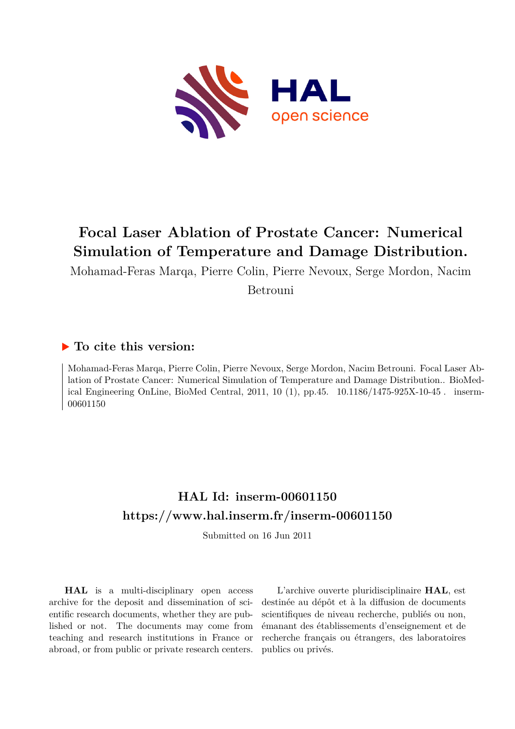# Focal Laser Ablation of Prostate Cancer: Numerical Simulation of Temperature and Damage Distribution.

Mohamad-Feras Marqa, Pierre Colin, Pierre Nevoux, Serge Mordon, Nacim Betrouni

## ▶ To cite this version:

Mohamad-Feras Marqa, Pierre Colin, Pierre Nevoux, Serge Mordon, Nacim Betrouni. Focal Laser Ablation of Prostate Cancer: Numerical Simulation of Temperature and Damage Distribution.. BioMedical Engineering OnLine, BioMed Central, 2011, 10 (1), pp.45. 10.1186/1475-925X-10-45 . inserm-00601150

## HAL Id: inserm-00601150
## https://www.hal.inserm.fr/inserm-00601150

Submitted on 16 Jun 2011

**HAL** is a multi-disciplinary open access archive for the deposit and dissemination of scientific research documents, whether they are published or not. The documents may come from teaching and research institutions in France or abroad, or from public or private research centers.

L'archive ouverte pluridisciplinaire **HAL**, est destinée au dépôt et à la diffusion de documents scientifiques de niveau recherche, publiés ou non, émanant des établissements d'enseignement et de recherche français ou étrangers, des laboratoires publics ou privés.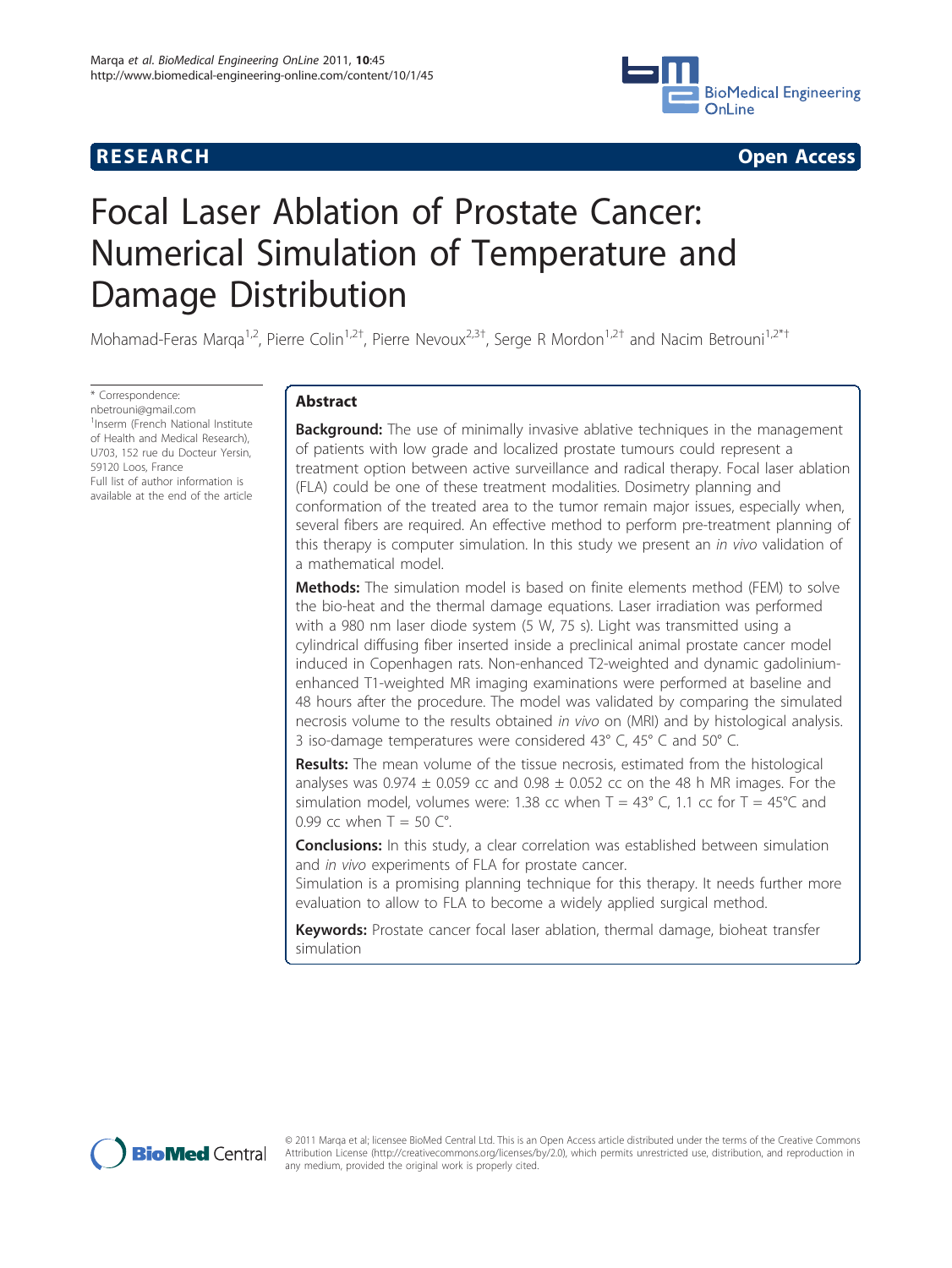# Focal Laser Ablation of Prostate Cancer: Numerical Simulation of Temperature and Damage Distribution

Mohamad-Feras Marqa[1,2], Pierre Colin[1,2†], Pierre Nevoux[2,3†], Serge R Mordon[1,2†] and Nacim Betrouni[1,2*†]

\* Correspondence: nbetrouni@gmail.com
[1]Inserm (French National Institute of Health and Medical Research), U703, 152 rue du Docteur Yersin, 59120 Loos, France
Full list of author information is available at the end of the article

## Abstract

**Background:** The use of minimally invasive ablative techniques in the management of patients with low grade and localized prostate tumours could represent a treatment option between active surveillance and radical therapy. Focal laser ablation (FLA) could be one of these treatment modalities. Dosimetry planning and conformation of the treated area to the tumor remain major issues, especially when, several fibers are required. An effective method to perform pre-treatment planning of this therapy is computer simulation. In this study we present an *in vivo* validation of a mathematical model.

**Methods:** The simulation model is based on finite elements method (FEM) to solve the bio-heat and the thermal damage equations. Laser irradiation was performed with a 980 nm laser diode system (5 W, 75 s). Light was transmitted using a cylindrical diffusing fiber inserted inside a preclinical animal prostate cancer model induced in Copenhagen rats. Non-enhanced T2-weighted and dynamic gadolinium-enhanced T1-weighted MR imaging examinations were performed at baseline and 48 hours after the procedure. The model was validated by comparing the simulated necrosis volume to the results obtained *in vivo* on (MRI) and by histological analysis. 3 iso-damage temperatures were considered 43° C, 45° C and 50° C.

**Results:** The mean volume of the tissue necrosis, estimated from the histological analyses was 0.974 ± 0.059 cc and 0.98 ± 0.052 cc on the 48 h MR images. For the simulation model, volumes were: 1.38 cc when T = 43° C, 1.1 cc for T = 45°C and 0.99 cc when T = 50 C°.

**Conclusions:** In this study, a clear correlation was established between simulation and *in vivo* experiments of FLA for prostate cancer.
Simulation is a promising planning technique for this therapy. It needs further more evaluation to allow to FLA to become a widely applied surgical method.

**Keywords:** Prostate cancer focal laser ablation, thermal damage, bioheat transfer simulation

© 2011 Marqa et al; licensee BioMed Central Ltd. This is an Open Access article distributed under the terms of the Creative Commons Attribution License (http://creativecommons.org/licenses/by/2.0), which permits unrestricted use, distribution, and reproduction in any medium, provided the original work is properly cited.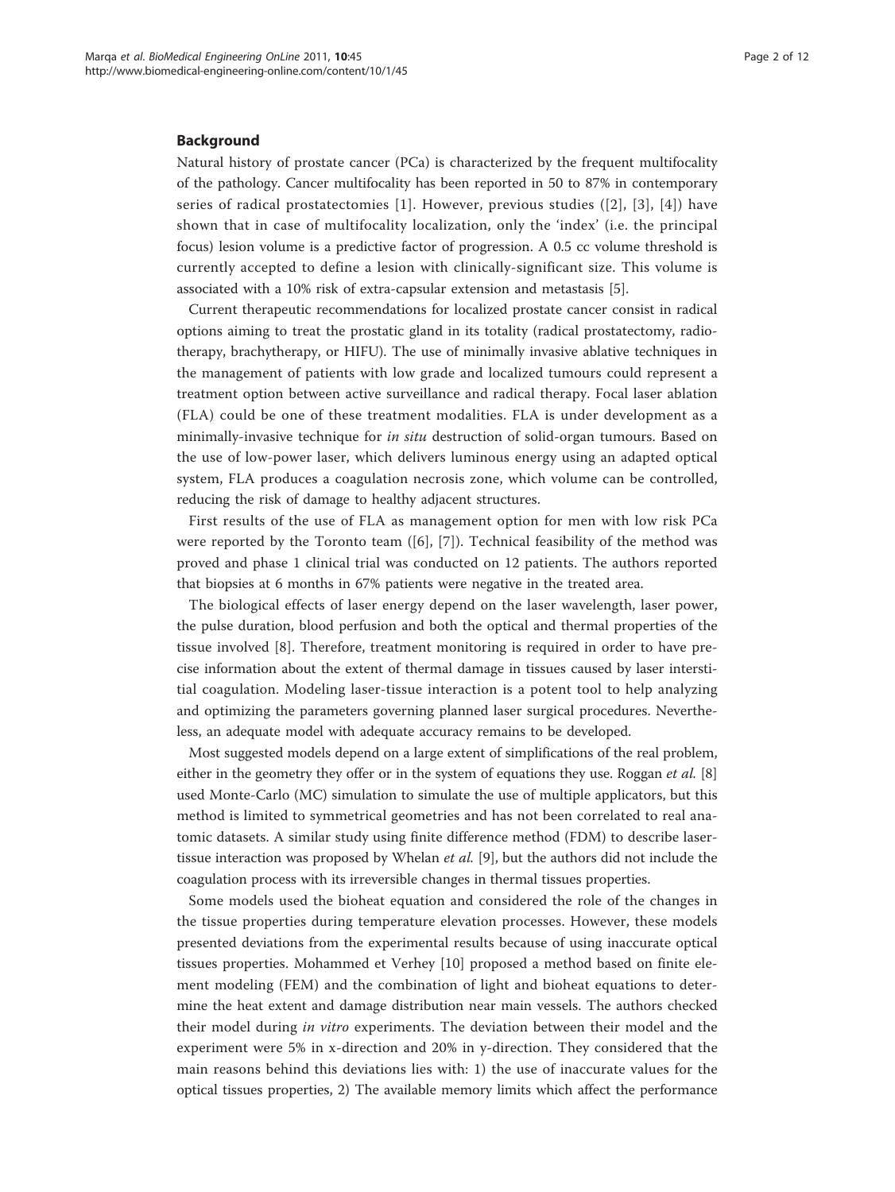## Background

Natural history of prostate cancer (PCa) is characterized by the frequent multifocality of the pathology. Cancer multifocality has been reported in 50 to 87% in contemporary series of radical prostatectomies [1]. However, previous studies ([2], [3], [4]) have shown that in case of multifocality localization, only the 'index' (i.e. the principal focus) lesion volume is a predictive factor of progression. A 0.5 cc volume threshold is currently accepted to define a lesion with clinically-significant size. This volume is associated with a 10% risk of extra-capsular extension and metastasis [5].

Current therapeutic recommendations for localized prostate cancer consist in radical options aiming to treat the prostatic gland in its totality (radical prostatectomy, radiotherapy, brachytherapy, or HIFU). The use of minimally invasive ablative techniques in the management of patients with low grade and localized tumours could represent a treatment option between active surveillance and radical therapy. Focal laser ablation (FLA) could be one of these treatment modalities. FLA is under development as a minimally-invasive technique for *in situ* destruction of solid-organ tumours. Based on the use of low-power laser, which delivers luminous energy using an adapted optical system, FLA produces a coagulation necrosis zone, which volume can be controlled, reducing the risk of damage to healthy adjacent structures.

First results of the use of FLA as management option for men with low risk PCa were reported by the Toronto team ([6], [7]). Technical feasibility of the method was proved and phase 1 clinical trial was conducted on 12 patients. The authors reported that biopsies at 6 months in 67% patients were negative in the treated area.

The biological effects of laser energy depend on the laser wavelength, laser power, the pulse duration, blood perfusion and both the optical and thermal properties of the tissue involved [8]. Therefore, treatment monitoring is required in order to have precise information about the extent of thermal damage in tissues caused by laser interstitial coagulation. Modeling laser-tissue interaction is a potent tool to help analyzing and optimizing the parameters governing planned laser surgical procedures. Nevertheless, an adequate model with adequate accuracy remains to be developed.

Most suggested models depend on a large extent of simplifications of the real problem, either in the geometry they offer or in the system of equations they use. Roggan *et al.* [8] used Monte-Carlo (MC) simulation to simulate the use of multiple applicators, but this method is limited to symmetrical geometries and has not been correlated to real anatomic datasets. A similar study using finite difference method (FDM) to describe laser-tissue interaction was proposed by Whelan *et al.* [9], but the authors did not include the coagulation process with its irreversible changes in thermal tissues properties.

Some models used the bioheat equation and considered the role of the changes in the tissue properties during temperature elevation processes. However, these models presented deviations from the experimental results because of using inaccurate optical tissues properties. Mohammed et Verhey [10] proposed a method based on finite element modeling (FEM) and the combination of light and bioheat equations to determine the heat extent and damage distribution near main vessels. The authors checked their model during *in vitro* experiments. The deviation between their model and the experiment were 5% in x-direction and 20% in y-direction. They considered that the main reasons behind this deviations lies with: 1) the use of inaccurate values for the optical tissues properties, 2) The available memory limits which affect the performance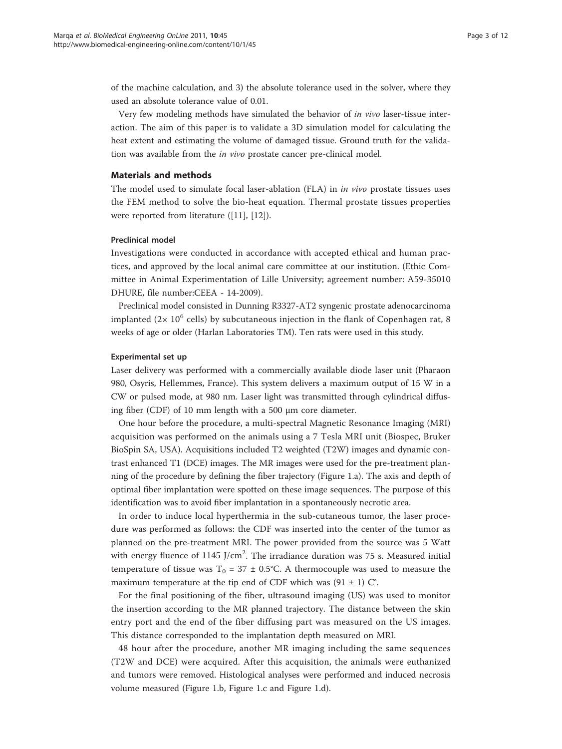of the machine calculation, and 3) the absolute tolerance used in the solver, where they used an absolute tolerance value of 0.01.

Very few modeling methods have simulated the behavior of *in vivo* laser-tissue interaction. The aim of this paper is to validate a 3D simulation model for calculating the heat extent and estimating the volume of damaged tissue. Ground truth for the validation was available from the *in vivo* prostate cancer pre-clinical model.

## Materials and methods

The model used to simulate focal laser-ablation (FLA) in *in vivo* prostate tissues uses the FEM method to solve the bio-heat equation. Thermal prostate tissues properties were reported from literature ([11], [12]).

### Preclinical model

Investigations were conducted in accordance with accepted ethical and human practices, and approved by the local animal care committee at our institution. (Ethic Committee in Animal Experimentation of Lille University; agreement number: A59-35010 DHURE, file number:CEEA - 14-2009).

Preclinical model consisted in Dunning R3327-AT2 syngenic prostate adenocarcinoma implanted ($2\times 10^6$ cells) by subcutaneous injection in the flank of Copenhagen rat, 8 weeks of age or older (Harlan Laboratories TM). Ten rats were used in this study.

### Experimental set up

Laser delivery was performed with a commercially available diode laser unit (Pharaon 980, Osyris, Hellemmes, France). This system delivers a maximum output of 15 W in a CW or pulsed mode, at 980 nm. Laser light was transmitted through cylindrical diffusing fiber (CDF) of 10 mm length with a 500 μm core diameter.

One hour before the procedure, a multi-spectral Magnetic Resonance Imaging (MRI) acquisition was performed on the animals using a 7 Tesla MRI unit (Biospec, Bruker BioSpin SA, USA). Acquisitions included T2 weighted (T2W) images and dynamic contrast enhanced T1 (DCE) images. The MR images were used for the pre-treatment planning of the procedure by defining the fiber trajectory (Figure 1.a). The axis and depth of optimal fiber implantation were spotted on these image sequences. The purpose of this identification was to avoid fiber implantation in a spontaneously necrotic area.

In order to induce local hyperthermia in the sub-cutaneous tumor, the laser procedure was performed as follows: the CDF was inserted into the center of the tumor as planned on the pre-treatment MRI. The power provided from the source was 5 Watt with energy fluence of 1145 J/cm$^2$. The irradiance duration was 75 s. Measured initial temperature of tissue was $T_0 = 37 \pm 0.5$°C. A thermocouple was used to measure the maximum temperature at the tip end of CDF which was ($91 \pm 1$) C°.

For the final positioning of the fiber, ultrasound imaging (US) was used to monitor the insertion according to the MR planned trajectory. The distance between the skin entry port and the end of the fiber diffusing part was measured on the US images. This distance corresponded to the implantation depth measured on MRI.

48 hour after the procedure, another MR imaging including the same sequences (T2W and DCE) were acquired. After this acquisition, the animals were euthanized and tumors were removed. Histological analyses were performed and induced necrosis volume measured (Figure 1.b, Figure 1.c and Figure 1.d).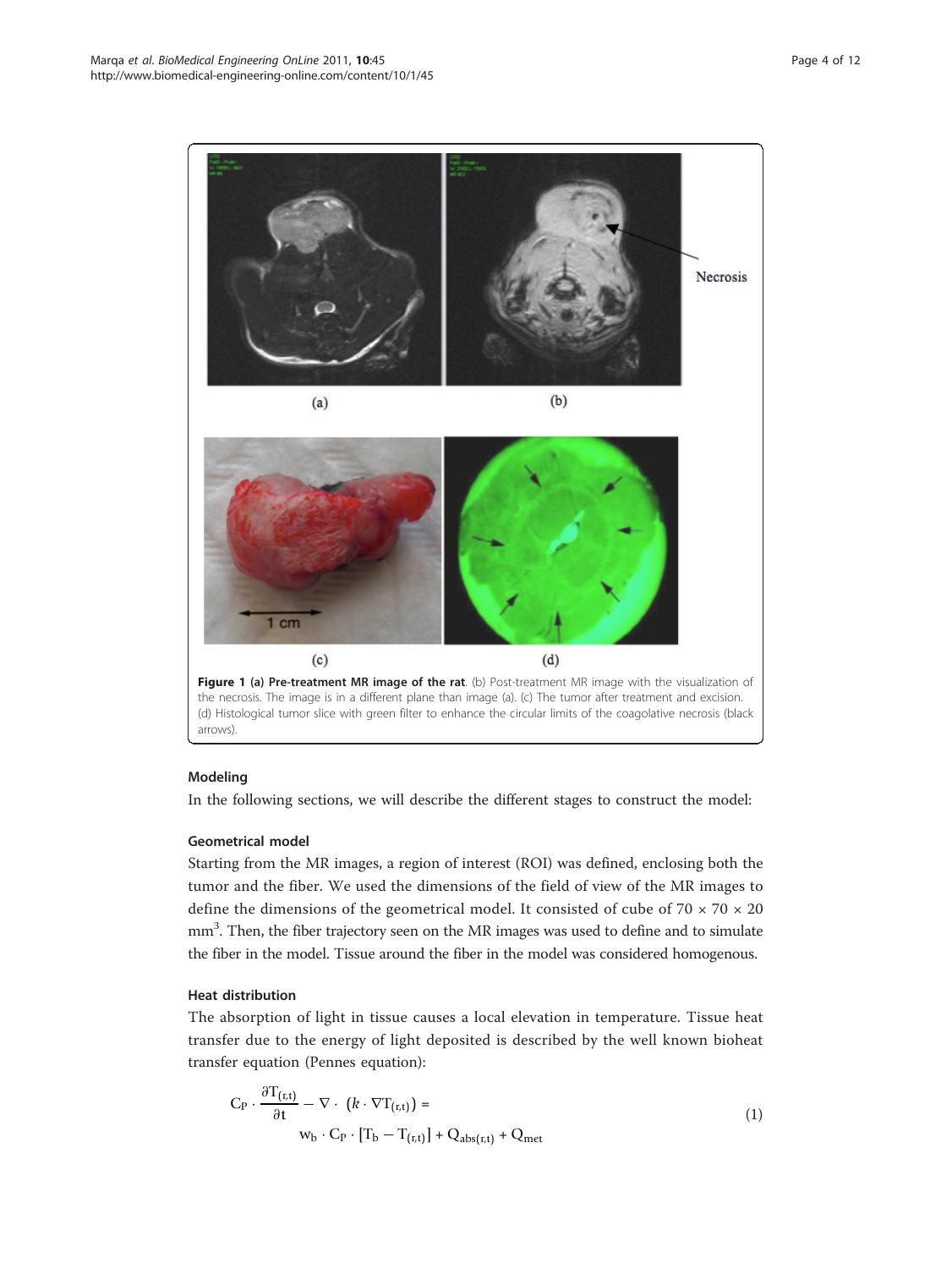**Figure 1 (a) Pre-treatment MR image of the rat**. (b) Post-treatment MR image with the visualization of the necrosis. The image is in a different plane than image (a). (c) The tumor after treatment and excision. (d) Histological tumor slice with green filter to enhance the circular limits of the coagolative necrosis (black arrows).

## Modeling

In the following sections, we will describe the different stages to construct the model:

### Geometrical model

Starting from the MR images, a region of interest (ROI) was defined, enclosing both the tumor and the fiber. We used the dimensions of the field of view of the MR images to define the dimensions of the geometrical model. It consisted of cube of 70 × 70 × 20 $mm^3$. Then, the fiber trajectory seen on the MR images was used to define and to simulate the fiber in the model. Tissue around the fiber in the model was considered homogenous.

### Heat distribution

The absorption of light in tissue causes a local elevation in temperature. Tissue heat transfer due to the energy of light deposited is described by the well known bioheat transfer equation (Pennes equation):

$$C_P \cdot \frac{\partial T_{(r,t)}}{\partial t} - \nabla \cdot \left(k \cdot \nabla T_{(r,t)}\right) = w_b \cdot C_P \cdot \left[T_b - T_{(r,t)}\right] + Q_{abs(r,t)} + Q_{met} \tag{1}$$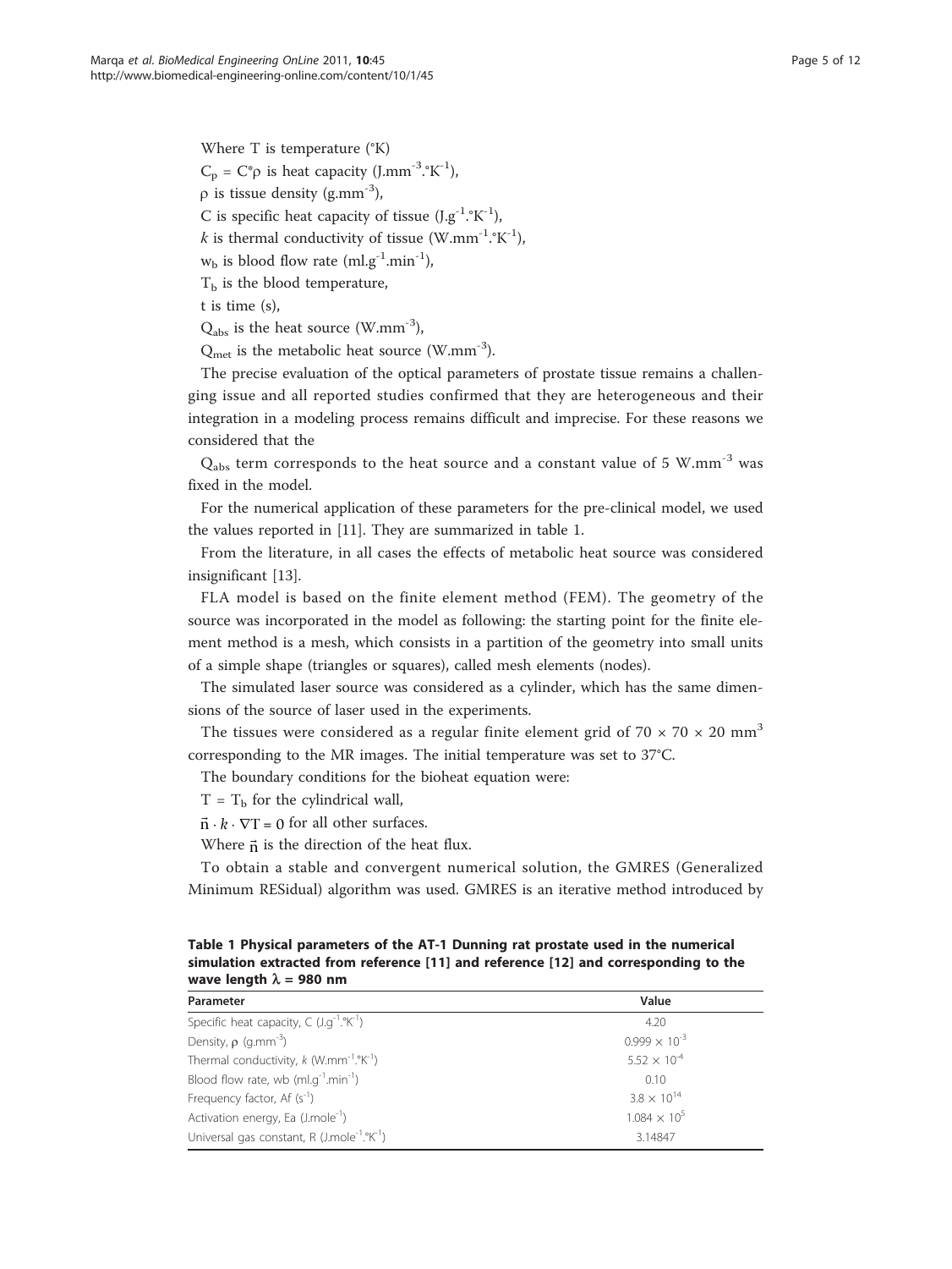Where T is temperature (°K)

$C_p = C^*\rho$ is heat capacity (J.mm$^{-3}$.°K$^{-1}$),

$\rho$ is tissue density (g.mm$^{-3}$),

C is specific heat capacity of tissue (J.g$^{-1}$.°K$^{-1}$),

$k$ is thermal conductivity of tissue (W.mm$^{-1}$.°K$^{-1}$),

$w_b$ is blood flow rate (ml.g$^{-1}$.min$^{-1}$),

$T_b$ is the blood temperature,

t is time (s),

$Q_{abs}$ is the heat source (W.mm$^{-3}$),

$Q_{met}$ is the metabolic heat source (W.mm$^{-3}$).

The precise evaluation of the optical parameters of prostate tissue remains a challenging issue and all reported studies confirmed that they are heterogeneous and their integration in a modeling process remains difficult and imprecise. For these reasons we considered that the

$Q_{abs}$ term corresponds to the heat source and a constant value of 5 W.mm$^{-3}$ was fixed in the model.

For the numerical application of these parameters for the pre-clinical model, we used the values reported in [11]. They are summarized in table 1.

From the literature, in all cases the effects of metabolic heat source was considered insignificant [13].

FLA model is based on the finite element method (FEM). The geometry of the source was incorporated in the model as following: the starting point for the finite element method is a mesh, which consists in a partition of the geometry into small units of a simple shape (triangles or squares), called mesh elements (nodes).

The simulated laser source was considered as a cylinder, which has the same dimensions of the source of laser used in the experiments.

The tissues were considered as a regular finite element grid of 70 × 70 × 20 mm$^3$ corresponding to the MR images. The initial temperature was set to 37°C.

The boundary conditions for the bioheat equation were:

$T = T_b$ for the cylindrical wall,

$\vec{n} \cdot k \cdot \nabla T = 0$ for all other surfaces.

Where $\vec{n}$ is the direction of the heat flux.

To obtain a stable and convergent numerical solution, the GMRES (Generalized Minimum RESidual) algorithm was used. GMRES is an iterative method introduced by

**Table 1 Physical parameters of the AT-1 Dunning rat prostate used in the numerical simulation extracted from reference [11] and reference [12] and corresponding to the wave length $\lambda$ = 980 nm**

| Parameter | Value |
|---|---|
| Specific heat capacity, C (J.g$^{-1}$.°K$^{-1}$) | 4.20 |
| Density, $\rho$ (g.mm$^{-3}$) | $0.999 \times 10^{-3}$ |
| Thermal conductivity, $k$ (W.mm$^{-1}$.°K$^{-1}$) | $5.52 \times 10^{-4}$ |
| Blood flow rate, wb (ml.g$^{-1}$.min$^{-1}$) | 0.10 |
| Frequency factor, Af (s$^{-1}$) | $3.8 \times 10^{14}$ |
| Activation energy, Ea (J.mole$^{-1}$) | $1.084 \times 10^{5}$ |
| Universal gas constant, R (J.mole$^{-1}$.°K$^{-1}$) | 3.14847 |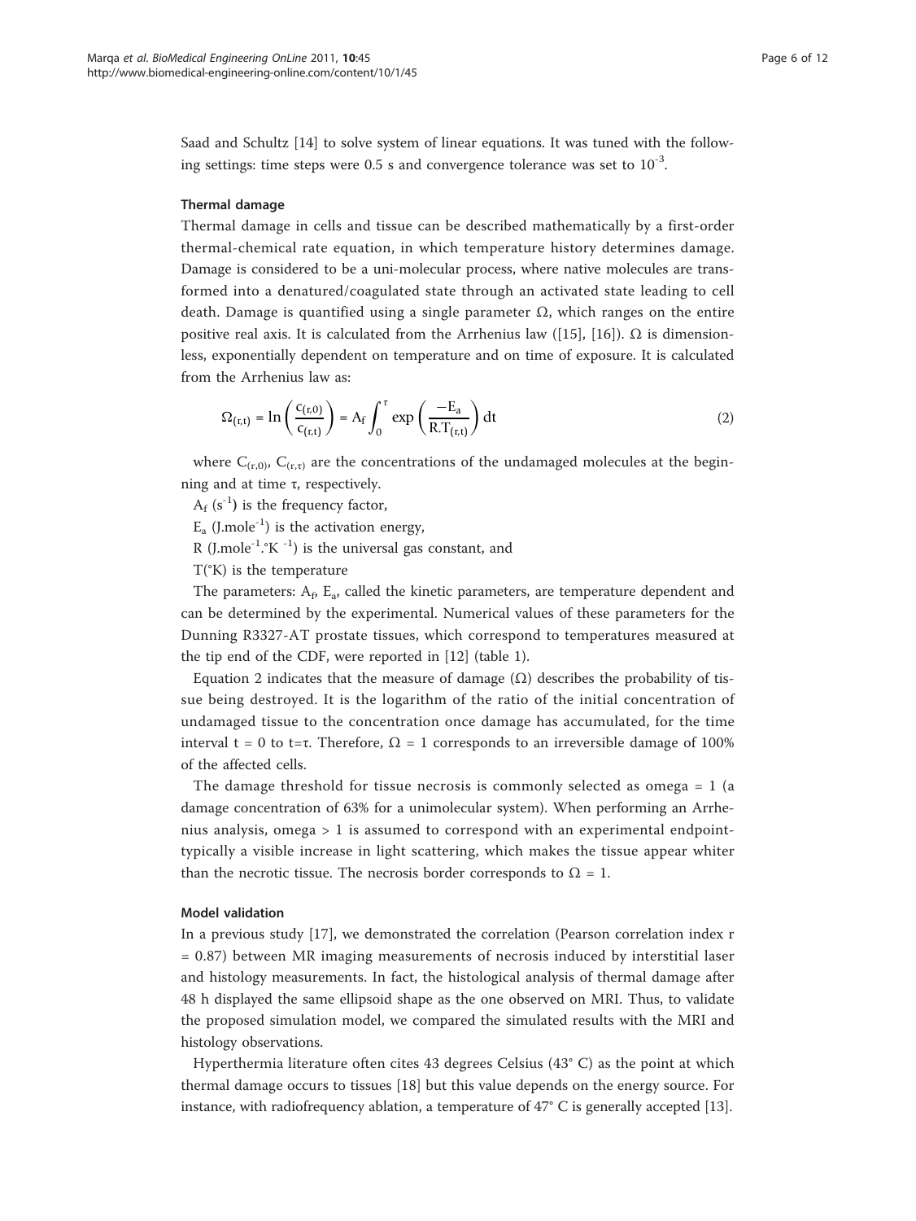Saad and Schultz [14] to solve system of linear equations. It was tuned with the following settings: time steps were 0.5 s and convergence tolerance was set to $10^{-3}$.

### Thermal damage

Thermal damage in cells and tissue can be described mathematically by a first-order thermal-chemical rate equation, in which temperature history determines damage. Damage is considered to be a uni-molecular process, where native molecules are transformed into a denatured/coagulated state through an activated state leading to cell death. Damage is quantified using a single parameter Ω, which ranges on the entire positive real axis. It is calculated from the Arrhenius law ([15], [16]). Ω is dimensionless, exponentially dependent on temperature and on time of exposure. It is calculated from the Arrhenius law as:

$$\Omega_{(r,t)} = \ln\left(\frac{c_{(r,0)}}{c_{(r,t)}}\right) = A_f \int_0^{\tau} \exp\left(\frac{-E_a}{R.T_{(r,t)}}\right) dt \tag{2}$$

where $C_{(r,0)}$, $C_{(r,\tau)}$ are the concentrations of the undamaged molecules at the beginning and at time τ, respectively.

$A_f$ ($s^{-1}$) is the frequency factor,

$E_a$ ($J.mole^{-1}$) is the activation energy,

R ($J.mole^{-1}.°K^{-1}$) is the universal gas constant, and

T(°K) is the temperature

The parameters: $A_f$, $E_a$, called the kinetic parameters, are temperature dependent and can be determined by the experimental. Numerical values of these parameters for the Dunning R3327-AT prostate tissues, which correspond to temperatures measured at the tip end of the CDF, were reported in [12] (table 1).

Equation 2 indicates that the measure of damage (Ω) describes the probability of tissue being destroyed. It is the logarithm of the ratio of the initial concentration of undamaged tissue to the concentration once damage has accumulated, for the time interval t = 0 to t=τ. Therefore, Ω = 1 corresponds to an irreversible damage of 100% of the affected cells.

The damage threshold for tissue necrosis is commonly selected as omega = 1 (a damage concentration of 63% for a unimolecular system). When performing an Arrhenius analysis, omega > 1 is assumed to correspond with an experimental endpoint-typically a visible increase in light scattering, which makes the tissue appear whiter than the necrotic tissue. The necrosis border corresponds to Ω = 1.

### Model validation

In a previous study [17], we demonstrated the correlation (Pearson correlation index r = 0.87) between MR imaging measurements of necrosis induced by interstitial laser and histology measurements. In fact, the histological analysis of thermal damage after 48 h displayed the same ellipsoid shape as the one observed on MRI. Thus, to validate the proposed simulation model, we compared the simulated results with the MRI and histology observations.

Hyperthermia literature often cites 43 degrees Celsius (43° C) as the point at which thermal damage occurs to tissues [18] but this value depends on the energy source. For instance, with radiofrequency ablation, a temperature of 47° C is generally accepted [13].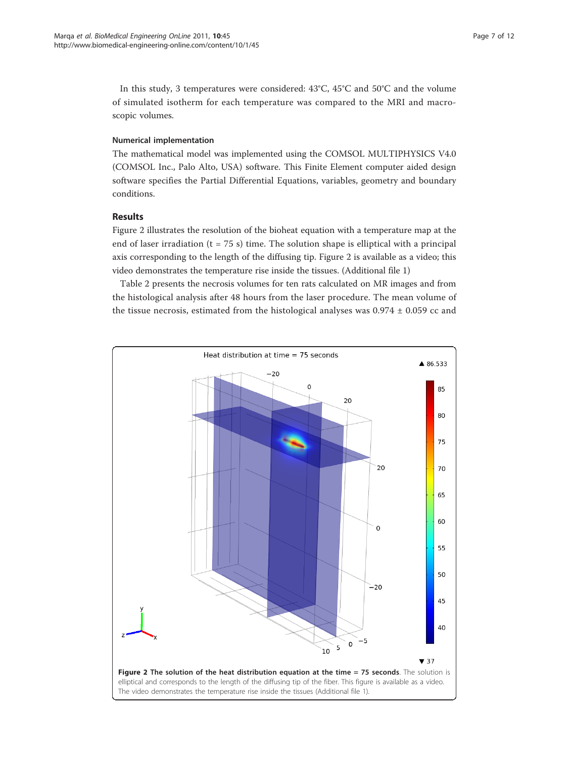In this study, 3 temperatures were considered: 43°C, 45°C and 50°C and the volume of simulated isotherm for each temperature was compared to the MRI and macroscopic volumes.

### Numerical implementation

The mathematical model was implemented using the COMSOL MULTIPHYSICS V4.0 (COMSOL Inc., Palo Alto, USA) software. This Finite Element computer aided design software specifies the Partial Differential Equations, variables, geometry and boundary conditions.

## Results

Figure 2 illustrates the resolution of the bioheat equation with a temperature map at the end of laser irradiation (t = 75 s) time. The solution shape is elliptical with a principal axis corresponding to the length of the diffusing tip. Figure 2 is available as a video; this video demonstrates the temperature rise inside the tissues. (Additional file 1)

Table 2 presents the necrosis volumes for ten rats calculated on MR images and from the histological analysis after 48 hours from the laser procedure. The mean volume of the tissue necrosis, estimated from the histological analyses was 0.974 ± 0.059 cc and

**Figure 2 The solution of the heat distribution equation at the time = 75 seconds**. The solution is elliptical and corresponds to the length of the diffusing tip of the fiber. This figure is available as a video. The video demonstrates the temperature rise inside the tissues (Additional file 1).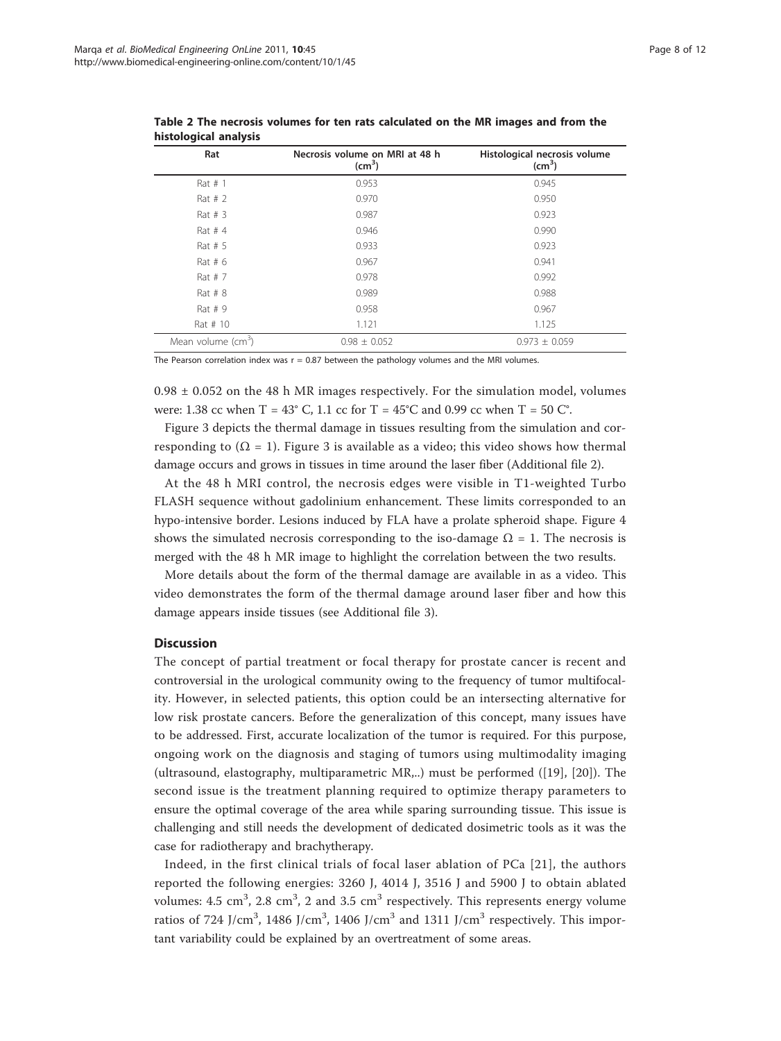**Table 2 The necrosis volumes for ten rats calculated on the MR images and from the histological analysis**

| Rat | Necrosis volume on MRI at 48 h ($cm^3$) | Histological necrosis volume ($cm^3$) |
| --- | --- | --- |
| Rat # 1 | 0.953 | 0.945 |
| Rat # 2 | 0.970 | 0.950 |
| Rat # 3 | 0.987 | 0.923 |
| Rat # 4 | 0.946 | 0.990 |
| Rat # 5 | 0.933 | 0.923 |
| Rat # 6 | 0.967 | 0.941 |
| Rat # 7 | 0.978 | 0.992 |
| Rat # 8 | 0.989 | 0.988 |
| Rat # 9 | 0.958 | 0.967 |
| Rat # 10 | 1.121 | 1.125 |
| Mean volume ($cm^3$) | 0.98 ± 0.052 | 0.973 ± 0.059 |

The Pearson correlation index was r = 0.87 between the pathology volumes and the MRI volumes.

0.98 ± 0.052 on the 48 h MR images respectively. For the simulation model, volumes were: 1.38 cc when T = 43° C, 1.1 cc for T = 45°C and 0.99 cc when T = 50 C°.

Figure 3 depicts the thermal damage in tissues resulting from the simulation and corresponding to ($\Omega$ = 1). Figure 3 is available as a video; this video shows how thermal damage occurs and grows in tissues in time around the laser fiber (Additional file 2).

At the 48 h MRI control, the necrosis edges were visible in T1-weighted Turbo FLASH sequence without gadolinium enhancement. These limits corresponded to an hypo-intensive border. Lesions induced by FLA have a prolate spheroid shape. Figure 4 shows the simulated necrosis corresponding to the iso-damage $\Omega$ = 1. The necrosis is merged with the 48 h MR image to highlight the correlation between the two results.

More details about the form of the thermal damage are available in as a video. This video demonstrates the form of the thermal damage around laser fiber and how this damage appears inside tissues (see Additional file 3).

## Discussion

The concept of partial treatment or focal therapy for prostate cancer is recent and controversial in the urological community owing to the frequency of tumor multifocality. However, in selected patients, this option could be an intersecting alternative for low risk prostate cancers. Before the generalization of this concept, many issues have to be addressed. First, accurate localization of the tumor is required. For this purpose, ongoing work on the diagnosis and staging of tumors using multimodality imaging (ultrasound, elastography, multiparametric MR,..) must be performed ([19], [20]). The second issue is the treatment planning required to optimize therapy parameters to ensure the optimal coverage of the area while sparing surrounding tissue. This issue is challenging and still needs the development of dedicated dosimetric tools as it was the case for radiotherapy and brachytherapy.

Indeed, in the first clinical trials of focal laser ablation of PCa [21], the authors reported the following energies: 3260 J, 4014 J, 3516 J and 5900 J to obtain ablated volumes: 4.5 $cm^3$, 2.8 $cm^3$, 2 and 3.5 $cm^3$ respectively. This represents energy volume ratios of 724 J/$cm^3$, 1486 J/$cm^3$, 1406 J/$cm^3$ and 1311 J/$cm^3$ respectively. This important variability could be explained by an overtreatment of some areas.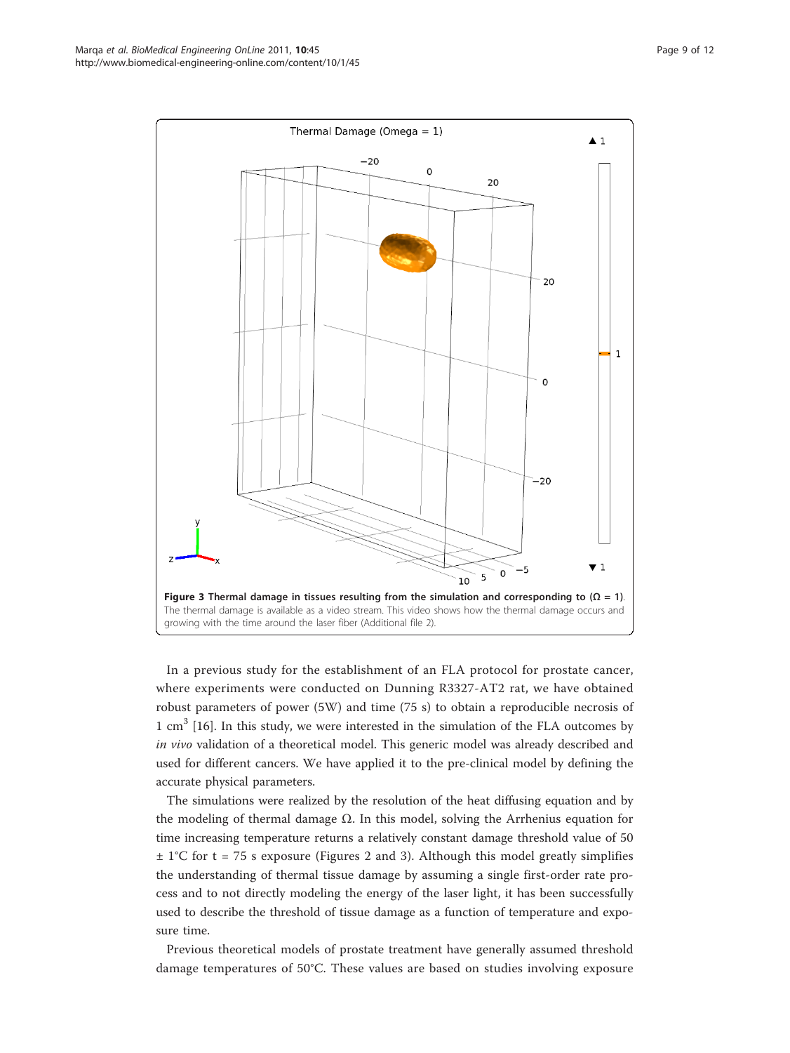**Figure 3 Thermal damage in tissues resulting from the simulation and corresponding to ($\Omega$ = 1)**. The thermal damage is available as a video stream. This video shows how the thermal damage occurs and growing with the time around the laser fiber (Additional file 2).

In a previous study for the establishment of an FLA protocol for prostate cancer, where experiments were conducted on Dunning R3327-AT2 rat, we have obtained robust parameters of power (5W) and time (75 s) to obtain a reproducible necrosis of 1 $cm^3$ [16]. In this study, we were interested in the simulation of the FLA outcomes by *in vivo* validation of a theoretical model. This generic model was already described and used for different cancers. We have applied it to the pre-clinical model by defining the accurate physical parameters.

The simulations were realized by the resolution of the heat diffusing equation and by the modeling of thermal damage $\Omega$. In this model, solving the Arrhenius equation for time increasing temperature returns a relatively constant damage threshold value of 50 $\pm$ 1°C for t = 75 s exposure (Figures 2 and 3). Although this model greatly simplifies the understanding of thermal tissue damage by assuming a single first-order rate process and to not directly modeling the energy of the laser light, it has been successfully used to describe the threshold of tissue damage as a function of temperature and exposure time.

Previous theoretical models of prostate treatment have generally assumed threshold damage temperatures of 50°C. These values are based on studies involving exposure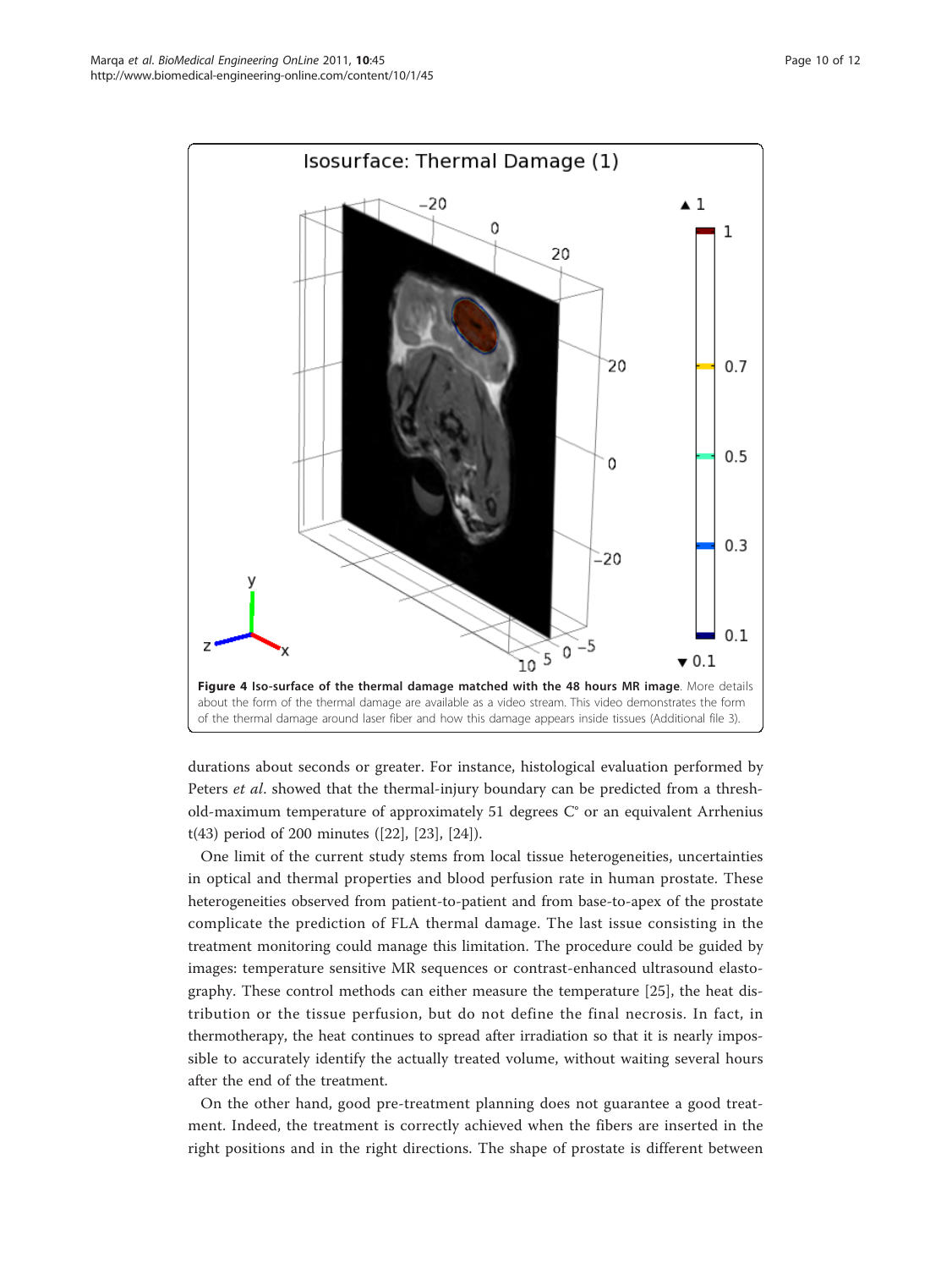**Figure 4 Iso-surface of the thermal damage matched with the 48 hours MR image**. More details about the form of the thermal damage are available as a video stream. This video demonstrates the form of the thermal damage around laser fiber and how this damage appears inside tissues (Additional file 3).

durations about seconds or greater. For instance, histological evaluation performed by Peters *et al*. showed that the thermal-injury boundary can be predicted from a threshold-maximum temperature of approximately 51 degrees C° or an equivalent Arrhenius t(43) period of 200 minutes ([22], [23], [24]).

One limit of the current study stems from local tissue heterogeneities, uncertainties in optical and thermal properties and blood perfusion rate in human prostate. These heterogeneities observed from patient-to-patient and from base-to-apex of the prostate complicate the prediction of FLA thermal damage. The last issue consisting in the treatment monitoring could manage this limitation. The procedure could be guided by images: temperature sensitive MR sequences or contrast-enhanced ultrasound elastography. These control methods can either measure the temperature [25], the heat distribution or the tissue perfusion, but do not define the final necrosis. In fact, in thermotherapy, the heat continues to spread after irradiation so that it is nearly impossible to accurately identify the actually treated volume, without waiting several hours after the end of the treatment.

On the other hand, good pre-treatment planning does not guarantee a good treatment. Indeed, the treatment is correctly achieved when the fibers are inserted in the right positions and in the right directions. The shape of prostate is different between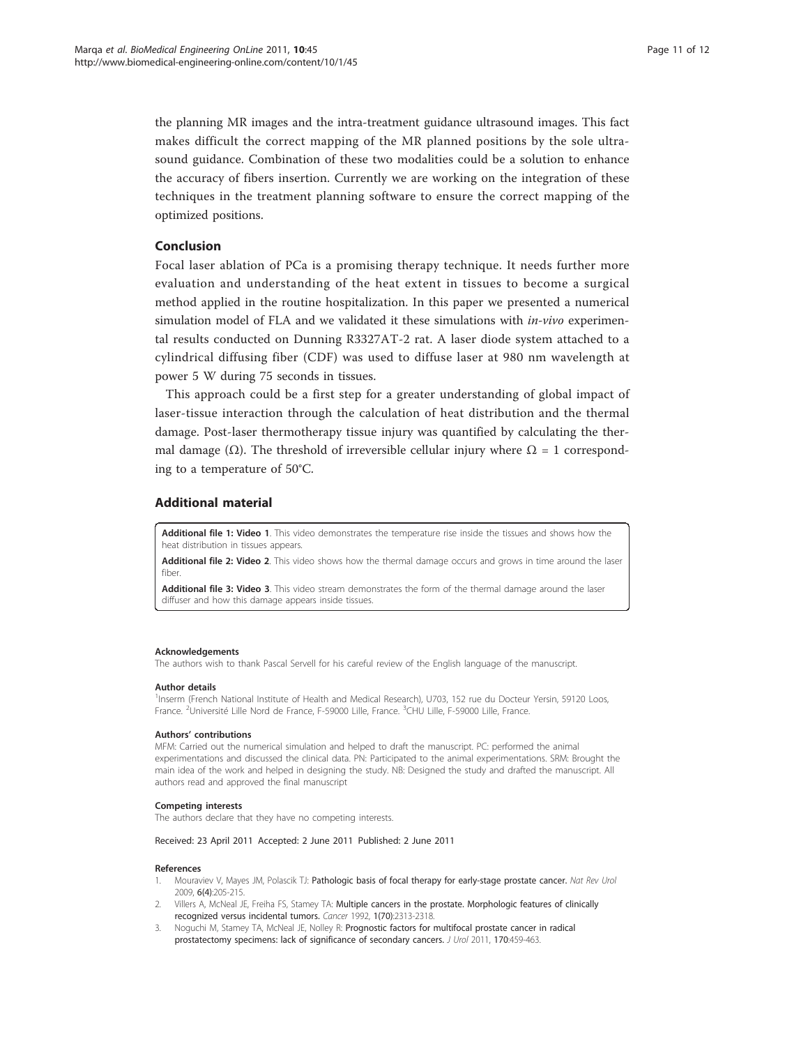the planning MR images and the intra-treatment guidance ultrasound images. This fact makes difficult the correct mapping of the MR planned positions by the sole ultrasound guidance. Combination of these two modalities could be a solution to enhance the accuracy of fibers insertion. Currently we are working on the integration of these techniques in the treatment planning software to ensure the correct mapping of the optimized positions.

## Conclusion

Focal laser ablation of PCa is a promising therapy technique. It needs further more evaluation and understanding of the heat extent in tissues to become a surgical method applied in the routine hospitalization. In this paper we presented a numerical simulation model of FLA and we validated it these simulations with *in-vivo* experimental results conducted on Dunning R3327AT-2 rat. A laser diode system attached to a cylindrical diffusing fiber (CDF) was used to diffuse laser at 980 nm wavelength at power 5 W during 75 seconds in tissues.

This approach could be a first step for a greater understanding of global impact of laser-tissue interaction through the calculation of heat distribution and the thermal damage. Post-laser thermotherapy tissue injury was quantified by calculating the thermal damage ($\Omega$). The threshold of irreversible cellular injury where $\Omega = 1$ corresponding to a temperature of 50°C.

## Additional material

**Additional file 1: Video 1**. This video demonstrates the temperature rise inside the tissues and shows how the heat distribution in tissues appears.

**Additional file 2: Video 2**. This video shows how the thermal damage occurs and grows in time around the laser fiber.

**Additional file 3: Video 3**. This video stream demonstrates the form of the thermal damage around the laser diffuser and how this damage appears inside tissues.

#### Acknowledgements

The authors wish to thank Pascal Servell for his careful review of the English language of the manuscript.

#### Author details

[1]Inserm (French National Institute of Health and Medical Research), U703, 152 rue du Docteur Yersin, 59120 Loos, France. [2]Université Lille Nord de France, F-59000 Lille, France. [3]CHU Lille, F-59000 Lille, France.

#### Authors' contributions

MFM: Carried out the numerical simulation and helped to draft the manuscript. PC: performed the animal experimentations and discussed the clinical data. PN: Participated to the animal experimentations. SRM: Brought the main idea of the work and helped in designing the study. NB: Designed the study and drafted the manuscript. All authors read and approved the final manuscript

#### Competing interests

The authors declare that they have no competing interests.

Received: 23 April 2011 Accepted: 2 June 2011 Published: 2 June 2011

#### References

1. Mouraviev V, Mayes JM, Polascik TJ: **Pathologic basis of focal therapy for early-stage prostate cancer.** *Nat Rev Urol* 2009, **6(4)**:205-215.
2. Villers A, McNeal JE, Freiha FS, Stamey TA: **Multiple cancers in the prostate. Morphologic features of clinically recognized versus incidental tumors.** *Cancer* 1992, **1(70)**:2313-2318.
3. Noguchi M, Stamey TA, McNeal JE, Nolley R: **Prognostic factors for multifocal prostate cancer in radical prostatectomy specimens: lack of significance of secondary cancers.** *J Urol* 2011, **170**:459-463.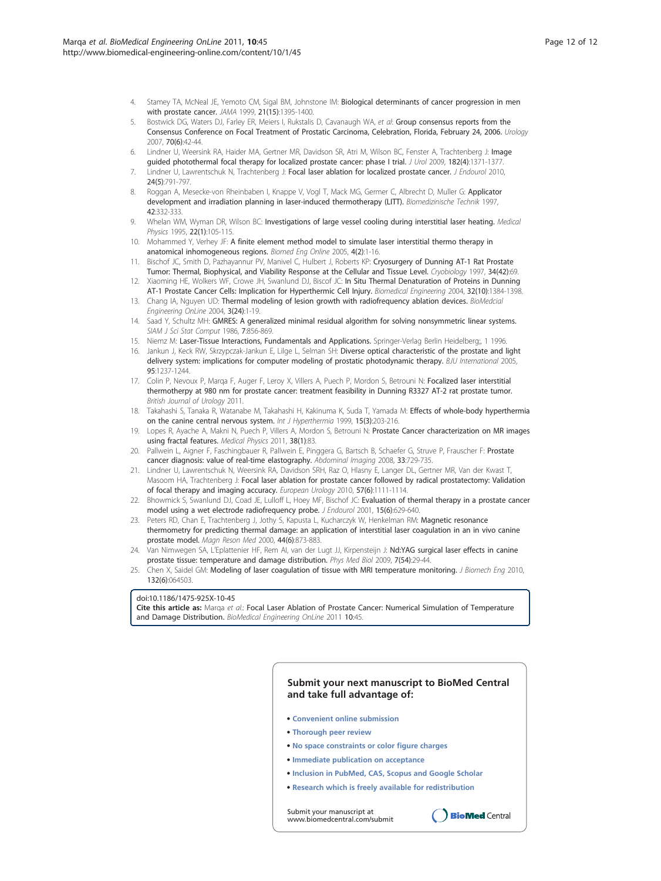4. Stamey TA, McNeal JE, Yemoto CM, Sigal BM, Johnstone IM: **Biological determinants of cancer progression in men with prostate cancer.** *JAMA* 1999, **21(15)**:1395-1400.
5. Bostwick DG, Waters DJ, Farley ER, Meiers I, Rukstalis D, Cavanaugh WA, *et al*: **Group consensus reports from the Consensus Conference on Focal Treatment of Prostatic Carcinoma, Celebration, Florida, February 24, 2006.** *Urology* 2007, **70(6)**:42-44.
6. Lindner U, Weersink RA, Haider MA, Gertner MR, Davidson SR, Atri M, Wilson BC, Fenster A, Trachtenberg J: **Image guided photothermal focal therapy for localized prostate cancer: phase I trial.** *J Urol* 2009, **182(4)**:1371-1377.
7. Lindner U, Lawrentschuk N, Trachtenberg J: **Focal laser ablation for localized prostate cancer.** *J Endourol* 2010, **24(5)**:791-797.
8. Roggan A, Mesecke-von Rheinbaben I, Knappe V, Vogl T, Mack MG, Germer C, Albrecht D, Muller G: **Applicator development and irradiation planning in laser-induced thermotherapy (LITT).** *Biomedizinische Technik* 1997, **42**:332-333.
9. Whelan WM, Wyman DR, Wilson BC: **Investigations of large vessel cooling during interstitial laser heating.** *Medical Physics* 1995, **22(1)**:105-115.
10. Mohammed Y, Verhey JF: **A finite element method model to simulate laser interstitial thermo therapy in anatomical inhomogeneous regions.** *Biomed Eng Online* 2005, **4(2)**:1-16.
11. Bischof JC, Smith D, Pazhayannur PV, Manivel C, Hulbert J, Roberts KP: **Cryosurgery of Dunning AT-1 Rat Prostate Tumor: Thermal, Biophysical, and Viability Response at the Cellular and Tissue Level.** *Cryobiology* 1997, **34(42)**:69.
12. Xiaoming HE, Wolkers WF, Crowe JH, Swanlund DJ, Biscof JC: **In Situ Thermal Denaturation of Proteins in Dunning AT-1 Prostate Cancer Cells: Implication for Hyperthermic Cell Injury.** *Biomedical Engineering* 2004, **32(10)**:1384-1398.
13. Chang IA, Nguyen UD: **Thermal modeling of lesion growth with radiofrequency ablation devices.** *BioMedcial Engineering OnLine* 2004, **3(24)**:1-19.
14. Saad Y, Schultz MH: **GMRES: A generalized minimal residual algorithm for solving nonsymmetric linear systems.** *SIAM J Sci Stat Comput* 1986, **7**:856-869.
15. Niemz M: **Laser-Tissue Interactions, Fundamentals and Applications.** Springer-Verlag Berlin Heidelberg;, 1 1996.
16. Jankun J, Keck RW, Skrzypczak-Jankun E, Lilge L, Selman SH: **Diverse optical characteristic of the prostate and light delivery system: implications for computer modeling of prostatic photodynamic therapy.** *BJU International* 2005, **95**:1237-1244.
17. Colin P, Nevoux P, Marqa F, Auger F, Leroy X, Villers A, Puech P, Mordon S, Betrouni N: **Focalized laser interstitial thermotherpy at 980 nm for prostate cancer: treatment feasibility in Dunning R3327 AT-2 rat prostate tumor.** *British Journal of Urology* 2011.
18. Takahashi S, Tanaka R, Watanabe M, Takahashi H, Kakinuma K, Suda T, Yamada M: **Effects of whole-body hyperthermia on the canine central nervous system.** *Int J Hyperthermia* 1999, **15(3)**:203-216.
19. Lopes R, Ayache A, Makni N, Puech P, Villers A, Mordon S, Betrouni N: **Prostate Cancer characterization on MR images using fractal features.** *Medical Physics* 2011, **38(1)**:83.
20. Pallwein L, Aigner F, Faschingbauer R, Pallwein E, Pinggera G, Bartsch B, Schaefer G, Struve P, Frauscher F: **Prostate cancer diagnosis: value of real-time elastography.** *Abdominal Imaging* 2008, **33**:729-735.
21. Lindner U, Lawrentschuk N, Weersink RA, Davidson SRH, Raz O, Hlasny E, Langer DL, Gertner MR, Van der Kwast T, Masoom HA, Trachtenberg J: **Focal laser ablation for prostate cancer followed by radical prostatectomy: Validation of focal therapy and imaging accuracy.** *European Urology* 2010, **57(6)**:1111-1114.
22. Bhowmick S, Swanlund DJ, Coad JE, Lulloff L, Hoey MF, Bischof JC: **Evaluation of thermal therapy in a prostate cancer model using a wet electrode radiofrequency probe.** *J Endourol* 2001, **15(6)**:629-640.
23. Peters RD, Chan E, Trachtenberg J, Jothy S, Kapusta L, Kucharczyk W, Henkelman RM: **Magnetic resonance thermometry for predicting thermal damage: an application of interstitial laser coagulation in an in vivo canine prostate model.** *Magn Reson Med* 2000, **44(6)**:873-883.
24. Van Nimwegen SA, L'Eplattenier HF, Rem AI, van der Lugt JJ, Kirpensteijn J: **Nd:YAG surgical laser effects in canine prostate tissue: temperature and damage distribution.** *Phys Med Biol* 2009, **7(54)**:29-44.
25. Chen X, Saidel GM: **Modeling of laser coagulation of tissue with MRI temperature monitoring.** *J Biomech Eng* 2010, **132(6)**:064503.

doi:10.1186/1475-925X-10-45

**Cite this article as:** Marqa *et al.*: Focal Laser Ablation of Prostate Cancer: Numerical Simulation of Temperature and Damage Distribution. *BioMedical Engineering OnLine* 2011 **10**:45.

**Submit your next manuscript to BioMed Central and take full advantage of:**

- **Convenient online submission**
- **Thorough peer review**
- **No space constraints or color figure charges**
- **Immediate publication on acceptance**
- **Inclusion in PubMed, CAS, Scopus and Google Scholar**
- **Research which is freely available for redistribution**

Submit your manuscript at
www.biomedcentral.com/submit

BioMed Central